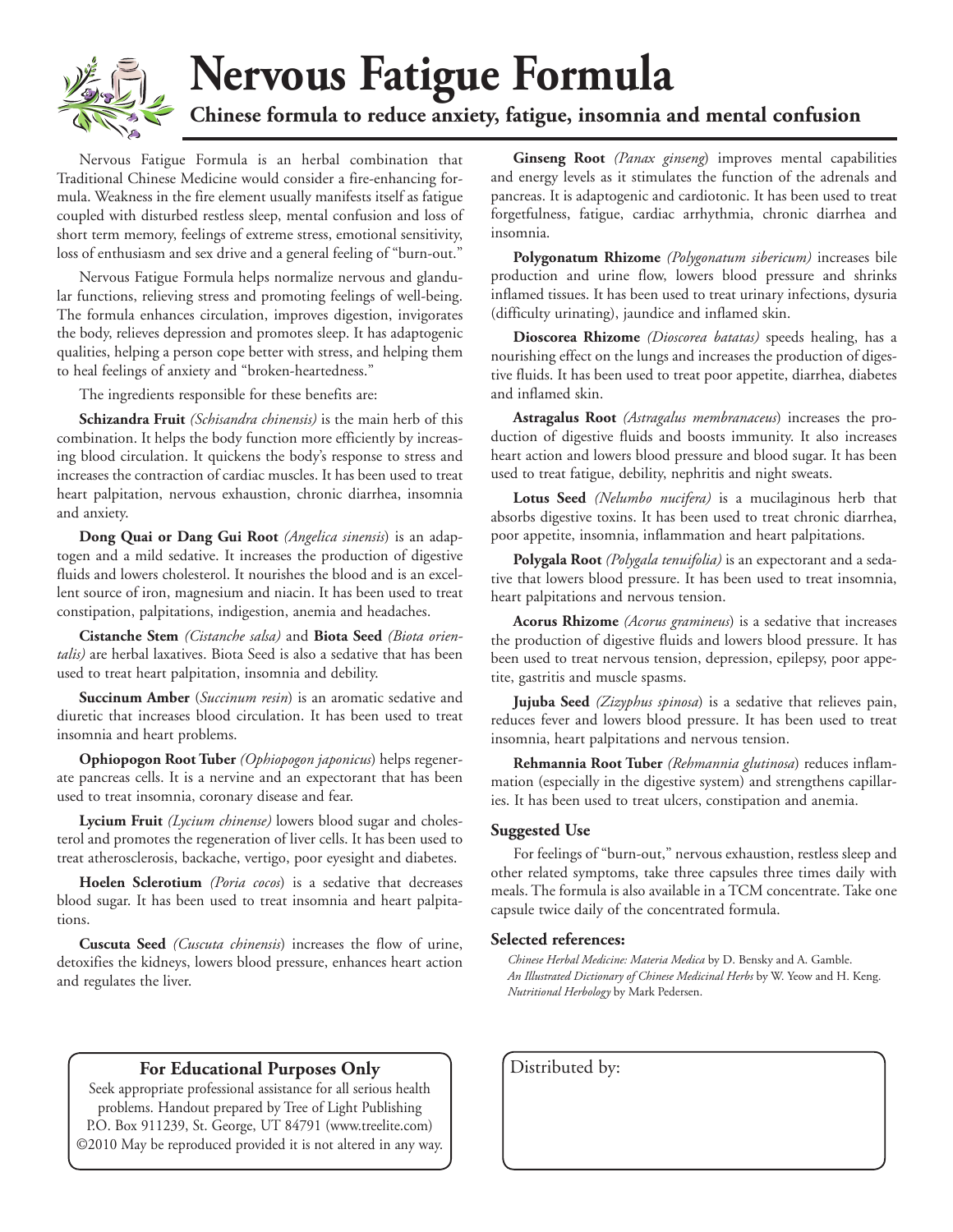# Nervous Fatigue Formula

## Chinese formula to reduce anxiety, fatigue, insomnia and mental confusion

Nervous Fatigue Formula is an herbal combination that Traditional Chinese Medicine would consider a fire-enhancing formula. Weakness in the fire element usually manifests itself as fatigue coupled with disturbed restless sleep, mental confusion and loss of short term memory, feelings of extreme stress, emotional sensitivity, loss of enthusiasm and sex drive and a general feeling of "burn-out."

Nervous Fatigue Formula helps normalize nervous and glandular functions, relieving stress and promoting feelings of well-being. The formula enhances circulation, improves digestion, invigorates the body, relieves depression and promotes sleep. It has adaptogenic qualities, helping a person cope better with stress, and helping them to heal feelings of anxiety and "broken-heartedness."

The ingredients responsible for these benefits are:

**Schizandra Fruit** *(Schisandra chinensis)* is the main herb of this combination. It helps the body function more efficiently by increasing blood circulation. It quickens the body's response to stress and increases the contraction of cardiac muscles. It has been used to treat heart palpitation, nervous exhaustion, chronic diarrhea, insomnia and anxiety.

**Dong Quai or Dang Gui Root** *(Angelica sinensis*) is an adaptogen and a mild sedative. It increases the production of digestive fluids and lowers cholesterol. It nourishes the blood and is an excellent source of iron, magnesium and niacin. It has been used to treat constipation, palpitations, indigestion, anemia and headaches.

**Cistanche Stem** *(Cistanche salsa)* and **Biota Seed** *(Biota orientalis)* are herbal laxatives. Biota Seed is also a sedative that has been used to treat heart palpitation, insomnia and debility.

**Succinum Amber** (*Succinum resin*) is an aromatic sedative and diuretic that increases blood circulation. It has been used to treat insomnia and heart problems.

**Ophiopogon Root Tuber** *(Ophiopogon japonicus*) helps regenerate pancreas cells. It is a nervine and an expectorant that has been used to treat insomnia, coronary disease and fear.

**Lycium Fruit** *(Lycium chinense)* lowers blood sugar and cholesterol and promotes the regeneration of liver cells. It has been used to treat atherosclerosis, backache, vertigo, poor eyesight and diabetes.

**Hoelen Sclerotium** *(Poria cocos*) is a sedative that decreases blood sugar. It has been used to treat insomnia and heart palpitations.

**Cuscuta Seed** *(Cuscuta chinensis*) increases the flow of urine, detoxifies the kidneys, lowers blood pressure, enhances heart action and regulates the liver.

**Ginseng Root** *(Panax ginseng*) improves mental capabilities and energy levels as it stimulates the function of the adrenals and pancreas. It is adaptogenic and cardiotonic. It has been used to treat forgetfulness, fatigue, cardiac arrhythmia, chronic diarrhea and insomnia.

**Polygonatum Rhizome** *(Polygonatum sibericum)* increases bile production and urine flow, lowers blood pressure and shrinks inflamed tissues. It has been used to treat urinary infections, dysuria (difficulty urinating), jaundice and inflamed skin.

**Dioscorea Rhizome** *(Dioscorea batatas)* speeds healing, has a nourishing effect on the lungs and increases the production of digestive fluids. It has been used to treat poor appetite, diarrhea, diabetes and inflamed skin.

**Astragalus Root** *(Astragalus membranaceus*) increases the production of digestive fluids and boosts immunity. It also increases heart action and lowers blood pressure and blood sugar. It has been used to treat fatigue, debility, nephritis and night sweats.

**Lotus Seed** *(Nelumbo nucifera)* is a mucilaginous herb that absorbs digestive toxins. It has been used to treat chronic diarrhea, poor appetite, insomnia, inflammation and heart palpitations.

**Polygala Root** *(Polygala tenuifolia)* is an expectorant and a sedative that lowers blood pressure. It has been used to treat insomnia, heart palpitations and nervous tension.

**Acorus Rhizome** *(Acorus gramineus*) is a sedative that increases the production of digestive fluids and lowers blood pressure. It has been used to treat nervous tension, depression, epilepsy, poor appetite, gastritis and muscle spasms.

**Jujuba Seed** *(Zizyphus spinosa*) is a sedative that relieves pain, reduces fever and lowers blood pressure. It has been used to treat insomnia, heart palpitations and nervous tension.

**Rehmannia Root Tuber** *(Rehmannia glutinosa*) reduces inflammation (especially in the digestive system) and strengthens capillaries. It has been used to treat ulcers, constipation and anemia.

### Suggested Use

For feelings of "burn-out," nervous exhaustion, restless sleep and other related symptoms, take three capsules three times daily with meals. The formula is also available in a TCM concentrate. Take one capsule twice daily of the concentrated formula.

### Selected references:

*Chinese Herbal Medicine: Materia Medica* by D. Bensky and A. Gamble.
*An Illustrated Dictionary of Chinese Medicinal Herbs* by W. Yeow and H. Keng.
*Nutritional Herbology* by Mark Pedersen.

**For Educational Purposes Only**

Seek appropriate professional assistance for all serious health problems. Handout prepared by Tree of Light Publishing P.O. Box 911239, St. George, UT 84791 (www.treelite.com) ©2010 May be reproduced provided it is not altered in any way.

Distributed by: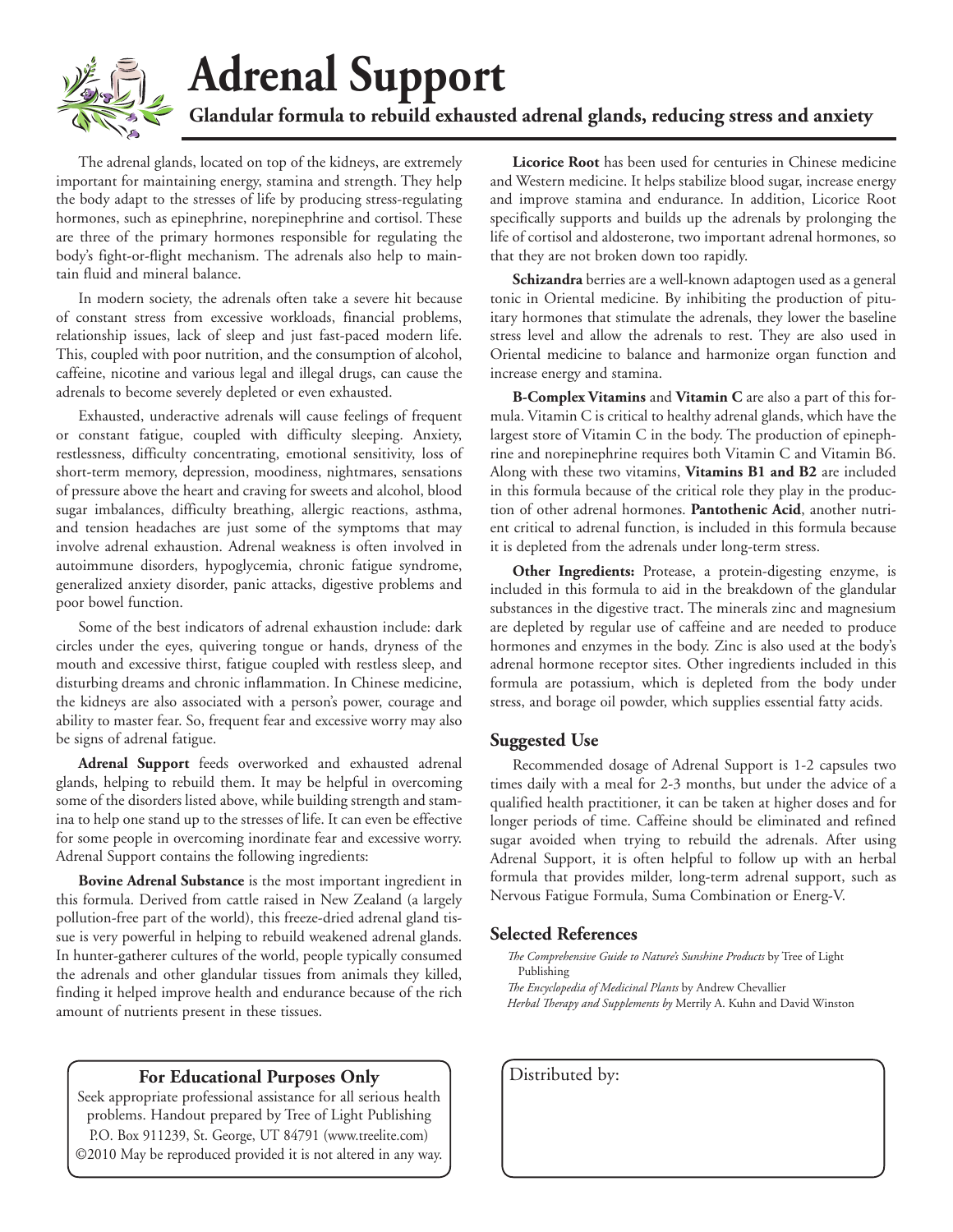# Adrenal Support

**Glandular formula to rebuild exhausted adrenal glands, reducing stress and anxiety**

The adrenal glands, located on top of the kidneys, are extremely important for maintaining energy, stamina and strength. They help the body adapt to the stresses of life by producing stress-regulating hormones, such as epinephrine, norepinephrine and cortisol. These are three of the primary hormones responsible for regulating the body's fight-or-flight mechanism. The adrenals also help to maintain fluid and mineral balance.

In modern society, the adrenals often take a severe hit because of constant stress from excessive workloads, financial problems, relationship issues, lack of sleep and just fast-paced modern life. This, coupled with poor nutrition, and the consumption of alcohol, caffeine, nicotine and various legal and illegal drugs, can cause the adrenals to become severely depleted or even exhausted.

Exhausted, underactive adrenals will cause feelings of frequent or constant fatigue, coupled with difficulty sleeping. Anxiety, restlessness, difficulty concentrating, emotional sensitivity, loss of short-term memory, depression, moodiness, nightmares, sensations of pressure above the heart and craving for sweets and alcohol, blood sugar imbalances, difficulty breathing, allergic reactions, asthma, and tension headaches are just some of the symptoms that may involve adrenal exhaustion. Adrenal weakness is often involved in autoimmune disorders, hypoglycemia, chronic fatigue syndrome, generalized anxiety disorder, panic attacks, digestive problems and poor bowel function.

Some of the best indicators of adrenal exhaustion include: dark circles under the eyes, quivering tongue or hands, dryness of the mouth and excessive thirst, fatigue coupled with restless sleep, and disturbing dreams and chronic inflammation. In Chinese medicine, the kidneys are also associated with a person's power, courage and ability to master fear. So, frequent fear and excessive worry may also be signs of adrenal fatigue.

**Adrenal Support** feeds overworked and exhausted adrenal glands, helping to rebuild them. It may be helpful in overcoming some of the disorders listed above, while building strength and stamina to help one stand up to the stresses of life. It can even be effective for some people in overcoming inordinate fear and excessive worry. Adrenal Support contains the following ingredients:

**Bovine Adrenal Substance** is the most important ingredient in this formula. Derived from cattle raised in New Zealand (a largely pollution-free part of the world), this freeze-dried adrenal gland tissue is very powerful in helping to rebuild weakened adrenal glands. In hunter-gatherer cultures of the world, people typically consumed the adrenals and other glandular tissues from animals they killed, finding it helped improve health and endurance because of the rich amount of nutrients present in these tissues.

**Licorice Root** has been used for centuries in Chinese medicine and Western medicine. It helps stabilize blood sugar, increase energy and improve stamina and endurance. In addition, Licorice Root specifically supports and builds up the adrenals by prolonging the life of cortisol and aldosterone, two important adrenal hormones, so that they are not broken down too rapidly.

**Schizandra** berries are a well-known adaptogen used as a general tonic in Oriental medicine. By inhibiting the production of pituitary hormones that stimulate the adrenals, they lower the baseline stress level and allow the adrenals to rest. They are also used in Oriental medicine to balance and harmonize organ function and increase energy and stamina.

**B-Complex Vitamins** and **Vitamin C** are also a part of this formula. Vitamin C is critical to healthy adrenal glands, which have the largest store of Vitamin C in the body. The production of epinephrine and norepinephrine requires both Vitamin C and Vitamin B6. Along with these two vitamins, **Vitamins B1 and B2** are included in this formula because of the critical role they play in the production of other adrenal hormones. **Pantothenic Acid**, another nutrient critical to adrenal function, is included in this formula because it is depleted from the adrenals under long-term stress.

**Other Ingredients:** Protease, a protein-digesting enzyme, is included in this formula to aid in the breakdown of the glandular substances in the digestive tract. The minerals zinc and magnesium are depleted by regular use of caffeine and are needed to produce hormones and enzymes in the body. Zinc is also used at the body's adrenal hormone receptor sites. Other ingredients included in this formula are potassium, which is depleted from the body under stress, and borage oil powder, which supplies essential fatty acids.

## Suggested Use

Recommended dosage of Adrenal Support is 1-2 capsules two times daily with a meal for 2-3 months, but under the advice of a qualified health practitioner, it can be taken at higher doses and for longer periods of time. Caffeine should be eliminated and refined sugar avoided when trying to rebuild the adrenals. After using Adrenal Support, it is often helpful to follow up with an herbal formula that provides milder, long-term adrenal support, such as Nervous Fatigue Formula, Suma Combination or Energ-V.

## Selected References

*The Comprehensive Guide to Nature's Sunshine Products* by Tree of Light Publishing

*The Encyclopedia of Medicinal Plants* by Andrew Chevallier

*Herbal Therapy and Supplements by* Merrily A. Kuhn and David Winston

**For Educational Purposes Only**

Seek appropriate professional assistance for all serious health problems. Handout prepared by Tree of Light Publishing P.O. Box 911239, St. George, UT 84791 (www.treelite.com) ©2010 May be reproduced provided it is not altered in any way.

Distributed by: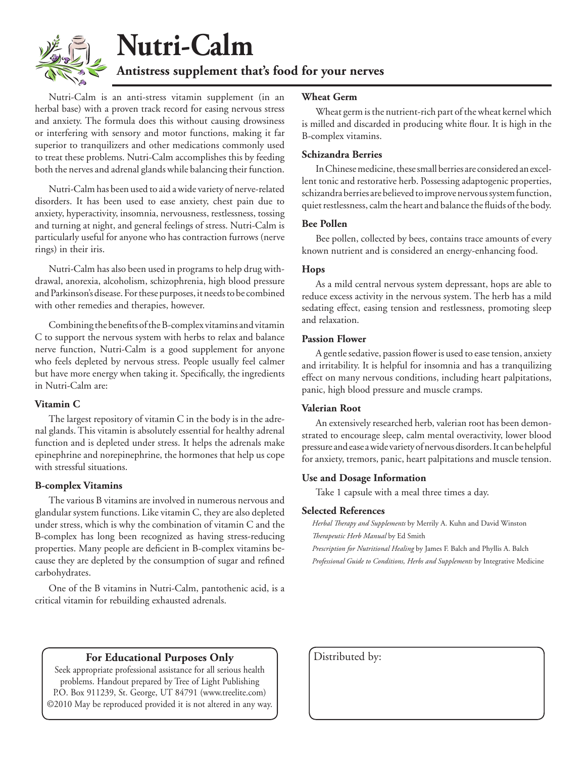# Nutri-Calm

## Antistress supplement that's food for your nerves

Nutri-Calm is an anti-stress vitamin supplement (in an herbal base) with a proven track record for easing nervous stress and anxiety. The formula does this without causing drowsiness or interfering with sensory and motor functions, making it far superior to tranquilizers and other medications commonly used to treat these problems. Nutri-Calm accomplishes this by feeding both the nerves and adrenal glands while balancing their function.

Nutri-Calm has been used to aid a wide variety of nerve-related disorders. It has been used to ease anxiety, chest pain due to anxiety, hyperactivity, insomnia, nervousness, restlessness, tossing and turning at night, and general feelings of stress. Nutri-Calm is particularly useful for anyone who has contraction furrows (nerve rings) in their iris.

Nutri-Calm has also been used in programs to help drug withdrawal, anorexia, alcoholism, schizophrenia, high blood pressure and Parkinson's disease. For these purposes, it needs to be combined with other remedies and therapies, however.

Combining the benefits of the B-complex vitamins and vitamin C to support the nervous system with herbs to relax and balance nerve function, Nutri-Calm is a good supplement for anyone who feels depleted by nervous stress. People usually feel calmer but have more energy when taking it. Specifically, the ingredients in Nutri-Calm are:

### Vitamin C

The largest repository of vitamin C in the body is in the adrenal glands. This vitamin is absolutely essential for healthy adrenal function and is depleted under stress. It helps the adrenals make epinephrine and norepinephrine, the hormones that help us cope with stressful situations.

### B-complex Vitamins

The various B vitamins are involved in numerous nervous and glandular system functions. Like vitamin C, they are also depleted under stress, which is why the combination of vitamin C and the B-complex has long been recognized as having stress-reducing properties. Many people are deficient in B-complex vitamins because they are depleted by the consumption of sugar and refined carbohydrates.

One of the B vitamins in Nutri-Calm, pantothenic acid, is a critical vitamin for rebuilding exhausted adrenals.

### Wheat Germ

Wheat germ is the nutrient-rich part of the wheat kernel which is milled and discarded in producing white flour. It is high in the B-complex vitamins.

### Schizandra Berries

In Chinese medicine, these small berries are considered an excellent tonic and restorative herb. Possessing adaptogenic properties, schizandra berries are believed to improve nervous system function, quiet restlessness, calm the heart and balance the fluids of the body.

### Bee Pollen

Bee pollen, collected by bees, contains trace amounts of every known nutrient and is considered an energy-enhancing food.

### Hops

As a mild central nervous system depressant, hops are able to reduce excess activity in the nervous system. The herb has a mild sedating effect, easing tension and restlessness, promoting sleep and relaxation.

### Passion Flower

A gentle sedative, passion flower is used to ease tension, anxiety and irritability. It is helpful for insomnia and has a tranquilizing effect on many nervous conditions, including heart palpitations, panic, high blood pressure and muscle cramps.

### Valerian Root

An extensively researched herb, valerian root has been demonstrated to encourage sleep, calm mental overactivity, lower blood pressure and ease a wide variety of nervous disorders. It can be helpful for anxiety, tremors, panic, heart palpitations and muscle tension.

### Use and Dosage Information

Take 1 capsule with a meal three times a day.

### Selected References

*Herbal Therapy and Supplements* by Merrily A. Kuhn and David Winston

*Therapeutic Herb Manual* by Ed Smith

*Prescription for Nutritional Healing* by James F. Balch and Phyllis A. Balch

*Professional Guide to Conditions, Herbs and Supplements* by Integrative Medicine

**For Educational Purposes Only**

Seek appropriate professional assistance for all serious health problems. Handout prepared by Tree of Light Publishing P.O. Box 911239, St. George, UT 84791 (www.treelite.com) ©2010 May be reproduced provided it is not altered in any way.

Distributed by: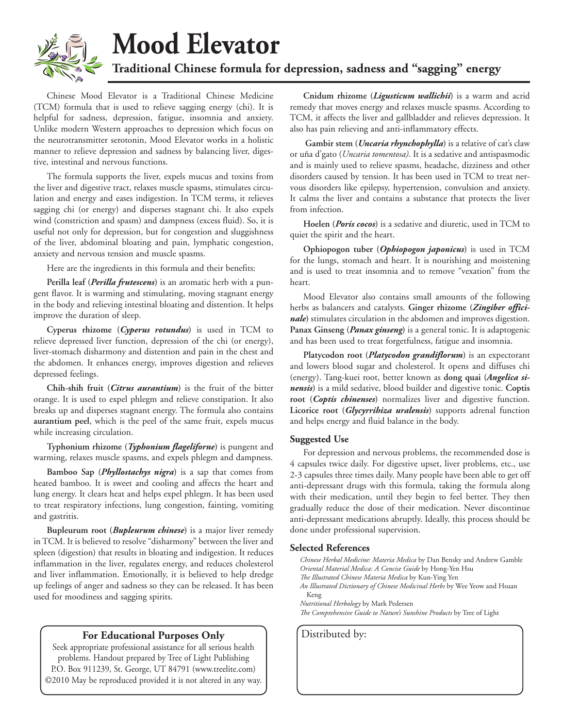# Mood Elevator

## Traditional Chinese formula for depression, sadness and "sagging" energy

Chinese Mood Elevator is a Traditional Chinese Medicine (TCM) formula that is used to relieve sagging energy (chi). It is helpful for sadness, depression, fatigue, insomnia and anxiety. Unlike modern Western approaches to depression which focus on the neurotransmitter serotonin, Mood Elevator works in a holistic manner to relieve depression and sadness by balancing liver, digestive, intestinal and nervous functions.

The formula supports the liver, expels mucus and toxins from the liver and digestive tract, relaxes muscle spasms, stimulates circulation and energy and eases indigestion. In TCM terms, it relieves sagging chi (or energy) and disperses stagnant chi. It also expels wind (constriction and spasm) and dampness (excess fluid). So, it is useful not only for depression, but for congestion and sluggishness of the liver, abdominal bloating and pain, lymphatic congestion, anxiety and nervous tension and muscle spasms.

Here are the ingredients in this formula and their benefits:

**Perilla leaf (*Perilla frutescens*)** is an aromatic herb with a pungent flavor. It is warming and stimulating, moving stagnant energy in the body and relieving intestinal bloating and distention. It helps improve the duration of sleep.

**Cyperus rhizome (*Cyperus rotundus*)** is used in TCM to relieve depressed liver function, depression of the chi (or energy), liver-stomach disharmony and distention and pain in the chest and the abdomen. It enhances energy, improves digestion and relieves depressed feelings.

**Chih-shih fruit (*Citrus aurantium*)** is the fruit of the bitter orange. It is used to expel phlegm and relieve constipation. It also breaks up and disperses stagnant energy. The formula also contains **aurantium peel**, which is the peel of the same fruit, expels mucus while increasing circulation.

**Typhonium rhizome (*Typhonium flageliforne*)** is pungent and warming, relaxes muscle spasms, and expels phlegm and dampness.

**Bamboo Sap (*Phyllostachys nigra*)** is a sap that comes from heated bamboo. It is sweet and cooling and affects the heart and lung energy. It clears heat and helps expel phlegm. It has been used to treat respiratory infections, lung congestion, fainting, vomiting and gastritis.

**Bupleurum root (*Bupleurum chinese*)** is a major liver remedy in TCM. It is believed to resolve "disharmony" between the liver and spleen (digestion) that results in bloating and indigestion. It reduces inflammation in the liver, regulates energy, and reduces cholesterol and liver inflammation. Emotionally, it is believed to help dredge up feelings of anger and sadness so they can be released. It has been used for moodiness and sagging spirits.

**Cnidum rhizome (*Ligusticum wallichii*)** is a warm and acrid remedy that moves energy and relaxes muscle spasms. According to TCM, it affects the liver and gallbladder and relieves depression. It also has pain relieving and anti-inflammatory effects.

**Gambir stem (*Uncaria rhynchophylla*)** is a relative of cat's claw or uña d'gato (*Uncaria tomentosa)*. It is a sedative and antispasmodic and is mainly used to relieve spasms, headache, dizziness and other disorders caused by tension. It has been used in TCM to treat nervous disorders like epilepsy, hypertension, convulsion and anxiety. It calms the liver and contains a substance that protects the liver from infection.

**Hoelen (*Poris cocos*)** is a sedative and diuretic, used in TCM to quiet the spirit and the heart.

**Ophiopogon tuber (*Ophiopogon japonicus*)** is used in TCM for the lungs, stomach and heart. It is nourishing and moistening and is used to treat insomnia and to remove "vexation" from the heart.

Mood Elevator also contains small amounts of the following herbs as balancers and catalysts. **Ginger rhizome (*Zingiber officinale*)** stimulates circulation in the abdomen and improves digestion. **Panax Ginseng (*Panax ginseng*)** is a general tonic. It is adaptogenic and has been used to treat forgetfulness, fatigue and insomnia.

**Platycodon root (*Platycodon grandiflorum*)** is an expectorant and lowers blood sugar and cholesterol. It opens and diffuses chi (energy). Tang-kuei root, better known as **dong quai (*Angelica sinensis*)** is a mild sedative, blood builder and digestive tonic. **Coptis root (*Coptis chinenses*)** normalizes liver and digestive function. **Licorice root (*Glycyrrihiza uralensis*)** supports adrenal function and helps energy and fluid balance in the body.

### Suggested Use

For depression and nervous problems, the recommended dose is 4 capsules twice daily. For digestive upset, liver problems, etc., use 2-3 capsules three times daily. Many people have been able to get off anti-depressant drugs with this formula, taking the formula along with their medication, until they begin to feel better. They then gradually reduce the dose of their medication. Never discontinue anti-depressant medications abruptly. Ideally, this process should be done under professional supervision.

### Selected References

*Chinese Herbal Medicine: Materia Medica* by Dan Bensky and Andrew Gamble
*Oriental Material Medica: A Concise Guide* by Hong-Yen Hsu
*The Illustrated Chinese Materia Medica* by Kun-Ying Yen
*An Illustrated Dictionary of Chinese Medicinal Herbs* by Wee Yeow and Hsuan Keng
*Nutritional Herbology* by Mark Pedersen
*The Comprehensive Guide to Nature's Sunshine Products* by Tree of Light

**For Educational Purposes Only**

Seek appropriate professional assistance for all serious health problems. Handout prepared by Tree of Light Publishing P.O. Box 911239, St. George, UT 84791 (www.treelite.com) ©2010 May be reproduced provided it is not altered in any way.

Distributed by: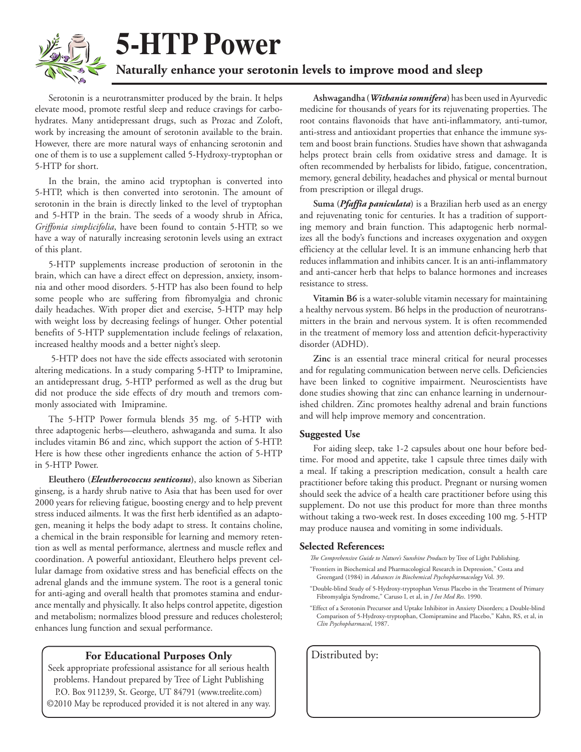# 5-HTP Power

## Naturally enhance your serotonin levels to improve mood and sleep

Serotonin is a neurotransmitter produced by the brain. It helps elevate mood, promote restful sleep and reduce cravings for carbohydrates. Many antidepressant drugs, such as Prozac and Zoloft, work by increasing the amount of serotonin available to the brain. However, there are more natural ways of enhancing serotonin and one of them is to use a supplement called 5-Hydroxy-tryptophan or 5-HTP for short.

In the brain, the amino acid tryptophan is converted into 5-HTP, which is then converted into serotonin. The amount of serotonin in the brain is directly linked to the level of tryptophan and 5-HTP in the brain. The seeds of a woody shrub in Africa, *Griffonia simplicifolia*, have been found to contain 5-HTP, so we have a way of naturally increasing serotonin levels using an extract of this plant.

5-HTP supplements increase production of serotonin in the brain, which can have a direct effect on depression, anxiety, insomnia and other mood disorders. 5-HTP has also been found to help some people who are suffering from fibromyalgia and chronic daily headaches. With proper diet and exercise, 5-HTP may help with weight loss by decreasing feelings of hunger. Other potential benefits of 5-HTP supplementation include feelings of relaxation, increased healthy moods and a better night's sleep.

5-HTP does not have the side effects associated with serotonin altering medications. In a study comparing 5-HTP to Imipramine, an antidepressant drug, 5-HTP performed as well as the drug but did not produce the side effects of dry mouth and tremors commonly associated with Imipramine.

The 5-HTP Power formula blends 35 mg. of 5-HTP with three adaptogenic herbs—eleuthero, ashwaganda and suma. It also includes vitamin B6 and zinc, which support the action of 5-HTP. Here is how these other ingredients enhance the action of 5-HTP in 5-HTP Power.

**Eleuthero (*Eleutherococcus senticosus*)**, also known as Siberian ginseng, is a hardy shrub native to Asia that has been used for over 2000 years for relieving fatigue, boosting energy and to help prevent stress induced ailments. It was the first herb identified as an adaptogen, meaning it helps the body adapt to stress. It contains choline, a chemical in the brain responsible for learning and memory retention as well as mental performance, alertness and muscle reflex and coordination. A powerful antioxidant, Eleuthero helps prevent cellular damage from oxidative stress and has beneficial effects on the adrenal glands and the immune system. The root is a general tonic for anti-aging and overall health that promotes stamina and endurance mentally and physically. It also helps control appetite, digestion and metabolism; normalizes blood pressure and reduces cholesterol; enhances lung function and sexual performance.

**Ashwagandha (*Withania somnifera*)** has been used in Ayurvedic medicine for thousands of years for its rejuvenating properties. The root contains flavonoids that have anti-inflammatory, anti-tumor, anti-stress and antioxidant properties that enhance the immune system and boost brain functions. Studies have shown that ashwaganda helps protect brain cells from oxidative stress and damage. It is often recommended by herbalists for libido, fatigue, concentration, memory, general debility, headaches and physical or mental burnout from prescription or illegal drugs.

**Suma (*Pfaffia paniculata*)** is a Brazilian herb used as an energy and rejuvenating tonic for centuries. It has a tradition of supporting memory and brain function. This adaptogenic herb normalizes all the body's functions and increases oxygenation and oxygen efficiency at the cellular level. It is an immune enhancing herb that reduces inflammation and inhibits cancer. It is an anti-inflammatory and anti-cancer herb that helps to balance hormones and increases resistance to stress.

**Vitamin B6** is a water-soluble vitamin necessary for maintaining a healthy nervous system. B6 helps in the production of neurotransmitters in the brain and nervous system. It is often recommended in the treatment of memory loss and attention deficit-hyperactivity disorder (ADHD).

**Zinc** is an essential trace mineral critical for neural processes and for regulating communication between nerve cells. Deficiencies have been linked to cognitive impairment. Neuroscientists have done studies showing that zinc can enhance learning in undernourished children. Zinc promotes healthy adrenal and brain functions and will help improve memory and concentration.

### Suggested Use

For aiding sleep, take 1-2 capsules about one hour before bedtime. For mood and appetite, take 1 capsule three times daily with a meal. If taking a prescription medication, consult a health care practitioner before taking this product. Pregnant or nursing women should seek the advice of a health care practitioner before using this supplement. Do not use this product for more than three months without taking a two-week rest. In doses exceeding 100 mg. 5-HTP may produce nausea and vomiting in some individuals.

### Selected References:

*The Comprehensive Guide to Nature's Sunshine Products* by Tree of Light Publishing.

"Frontiers in Biochemical and Pharmacological Research in Depression," Costa and Greengard (1984) in *Advances in Biochemical Psychopharmacology* Vol. 39.

"Double-blind Study of 5-Hydroxy-tryptophan Versus Placebo in the Treatment of Primary Fibromyalgia Syndrome," Caruso I, et al, in *J Int Med Res*. 1990.

"Effect of a Serotonin Precursor and Uptake Inhibitor in Anxiety Disorders; a Double-blind Comparison of 5-Hydroxy-tryptophan, Clomipramine and Placebo," Kahn, RS, et al, in *Clin Psychopharmacol*, 1987.

**For Educational Purposes Only**

Seek appropriate professional assistance for all serious health problems. Handout prepared by Tree of Light Publishing P.O. Box 911239, St. George, UT 84791 (www.treelite.com) ©2010 May be reproduced provided it is not altered in any way.

Distributed by: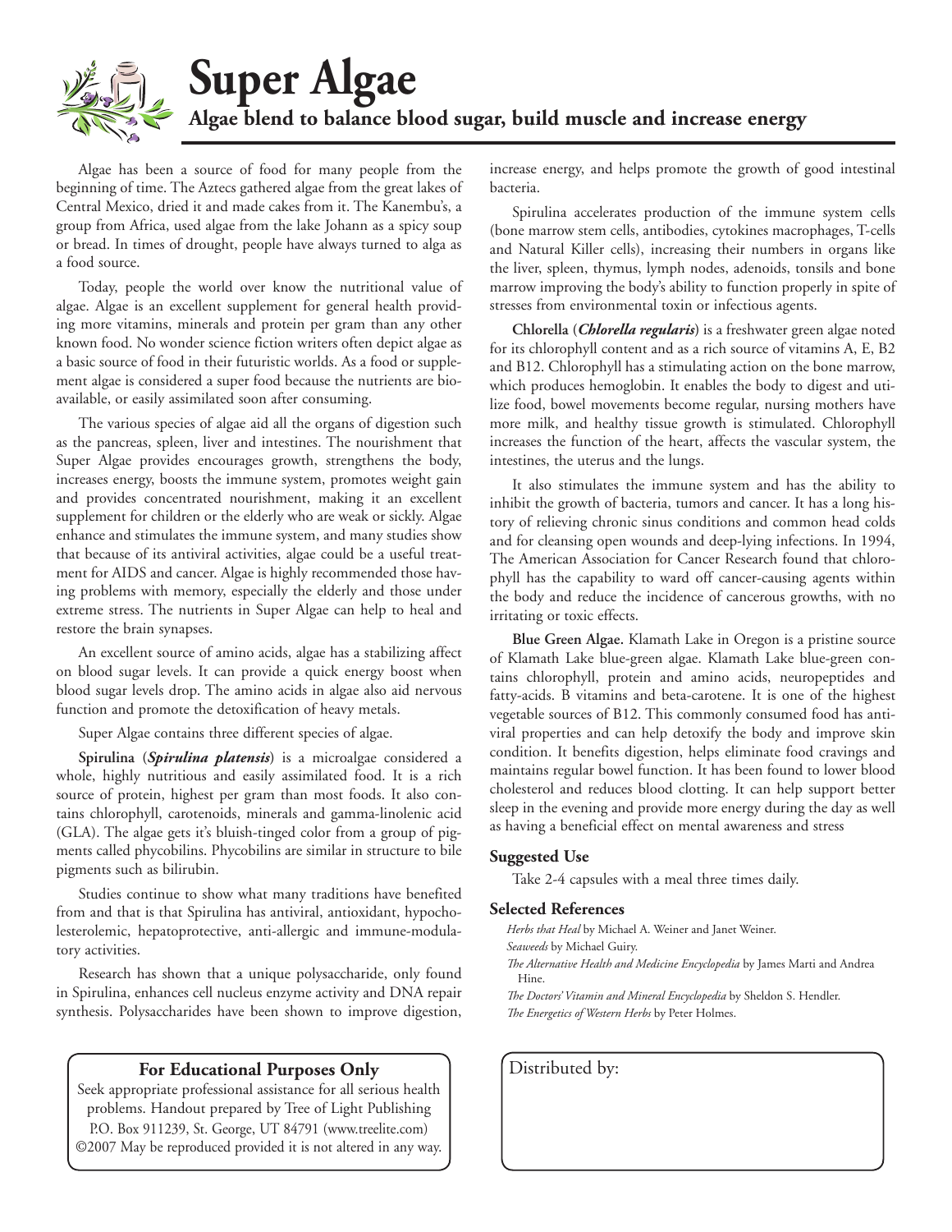# Super Algae

## Algae blend to balance blood sugar, build muscle and increase energy

Algae has been a source of food for many people from the beginning of time. The Aztecs gathered algae from the great lakes of Central Mexico, dried it and made cakes from it. The Kanembu's, a group from Africa, used algae from the lake Johann as a spicy soup or bread. In times of drought, people have always turned to alga as a food source.

Today, people the world over know the nutritional value of algae. Algae is an excellent supplement for general health providing more vitamins, minerals and protein per gram than any other known food. No wonder science fiction writers often depict algae as a basic source of food in their futuristic worlds. As a food or supplement algae is considered a super food because the nutrients are bioavailable, or easily assimilated soon after consuming.

The various species of algae aid all the organs of digestion such as the pancreas, spleen, liver and intestines. The nourishment that Super Algae provides encourages growth, strengthens the body, increases energy, boosts the immune system, promotes weight gain and provides concentrated nourishment, making it an excellent supplement for children or the elderly who are weak or sickly. Algae enhance and stimulates the immune system, and many studies show that because of its antiviral activities, algae could be a useful treatment for AIDS and cancer. Algae is highly recommended those having problems with memory, especially the elderly and those under extreme stress. The nutrients in Super Algae can help to heal and restore the brain synapses.

An excellent source of amino acids, algae has a stabilizing affect on blood sugar levels. It can provide a quick energy boost when blood sugar levels drop. The amino acids in algae also aid nervous function and promote the detoxification of heavy metals.

Super Algae contains three different species of algae.

**Spirulina (*Spirulina platensis*)** is a microalgae considered a whole, highly nutritious and easily assimilated food. It is a rich source of protein, highest per gram than most foods. It also contains chlorophyll, carotenoids, minerals and gamma-linolenic acid (GLA). The algae gets it's bluish-tinged color from a group of pigments called phycobilins. Phycobilins are similar in structure to bile pigments such as bilirubin.

Studies continue to show what many traditions have benefited from and that is that Spirulina has antiviral, antioxidant, hypocholesterolemic, hepatoprotective, anti-allergic and immune-modulatory activities.

Research has shown that a unique polysaccharide, only found in Spirulina, enhances cell nucleus enzyme activity and DNA repair synthesis. Polysaccharides have been shown to improve digestion, increase energy, and helps promote the growth of good intestinal bacteria.

Spirulina accelerates production of the immune system cells (bone marrow stem cells, antibodies, cytokines macrophages, T-cells and Natural Killer cells), increasing their numbers in organs like the liver, spleen, thymus, lymph nodes, adenoids, tonsils and bone marrow improving the body's ability to function properly in spite of stresses from environmental toxin or infectious agents.

**Chlorella (*Chlorella regularis*)** is a freshwater green algae noted for its chlorophyll content and as a rich source of vitamins A, E, B2 and B12. Chlorophyll has a stimulating action on the bone marrow, which produces hemoglobin. It enables the body to digest and utilize food, bowel movements become regular, nursing mothers have more milk, and healthy tissue growth is stimulated. Chlorophyll increases the function of the heart, affects the vascular system, the intestines, the uterus and the lungs.

It also stimulates the immune system and has the ability to inhibit the growth of bacteria, tumors and cancer. It has a long history of relieving chronic sinus conditions and common head colds and for cleansing open wounds and deep-lying infections. In 1994, The American Association for Cancer Research found that chlorophyll has the capability to ward off cancer-causing agents within the body and reduce the incidence of cancerous growths, with no irritating or toxic effects.

**Blue Green Algae.** Klamath Lake in Oregon is a pristine source of Klamath Lake blue-green algae. Klamath Lake blue-green contains chlorophyll, protein and amino acids, neuropeptides and fatty-acids. B vitamins and beta-carotene. It is one of the highest vegetable sources of B12. This commonly consumed food has antiviral properties and can help detoxify the body and improve skin condition. It benefits digestion, helps eliminate food cravings and maintains regular bowel function. It has been found to lower blood cholesterol and reduces blood clotting. It can help support better sleep in the evening and provide more energy during the day as well as having a beneficial effect on mental awareness and stress

### Suggested Use

Take 2-4 capsules with a meal three times daily.

### Selected References

*Herbs that Heal* by Michael A. Weiner and Janet Weiner.

*Seaweeds* by Michael Guiry.

*The Alternative Health and Medicine Encyclopedia* by James Marti and Andrea Hine.

*The Doctors' Vitamin and Mineral Encyclopedia* by Sheldon S. Hendler.

*The Energetics of Western Herbs* by Peter Holmes.

**For Educational Purposes Only**

Seek appropriate professional assistance for all serious health problems. Handout prepared by Tree of Light Publishing P.O. Box 911239, St. George, UT 84791 (www.treelite.com) ©2007 May be reproduced provided it is not altered in any way.

Distributed by: